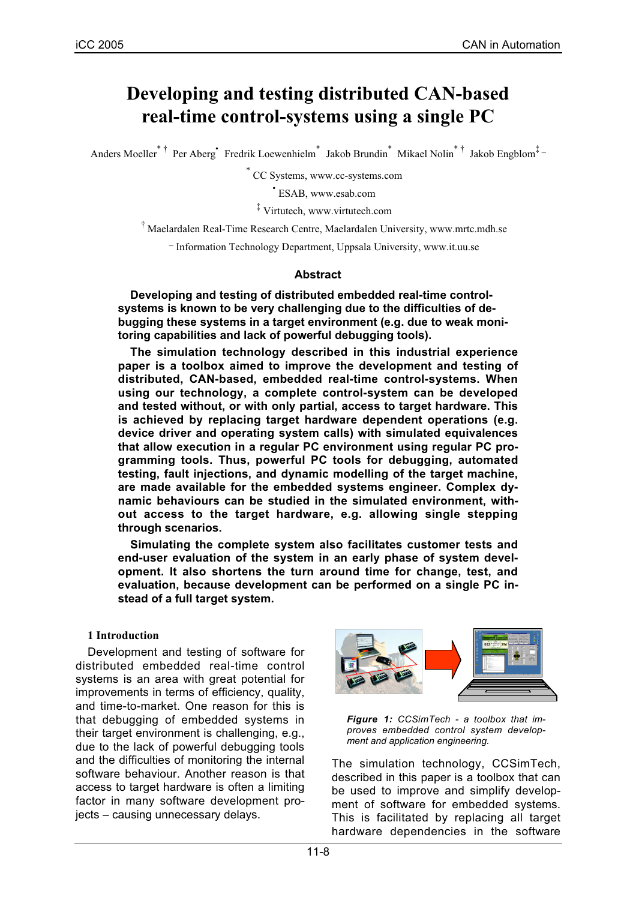# Developing and testing distributed CAN-based real-time control-systems using a single PC

Anders Moeller[*][†] Per Aberg[•] Fredrik Loewenhielm[*] Jakob Brundin[*] Mikael Nolin[*][†] Jakob Engblom[‡][–]

[*] CC Systems, www.cc-systems.com

[•] ESAB, www.esab.com

[‡] Virtutech, www.virtutech.com

[†] Maelardalen Real-Time Research Centre, Maelardalen University, www.mrtc.mdh.se

[–] Information Technology Department, Uppsala University, www.it.uu.se

## Abstract

**Developing and testing of distributed embedded real-time control-systems is known to be very challenging due to the difficulties of debugging these systems in a target environment (e.g. due to weak monitoring capabilities and lack of powerful debugging tools).**

**The simulation technology described in this industrial experience paper is a toolbox aimed to improve the development and testing of distributed, CAN-based, embedded real-time control-systems. When using our technology, a complete control-system can be developed and tested without, or with only partial, access to target hardware. This is achieved by replacing target hardware dependent operations (e.g. device driver and operating system calls) with simulated equivalences that allow execution in a regular PC environment using regular PC programming tools. Thus, powerful PC tools for debugging, automated testing, fault injections, and dynamic modelling of the target machine, are made available for the embedded systems engineer. Complex dynamic behaviours can be studied in the simulated environment, without access to the target hardware, e.g. allowing single stepping through scenarios.**

**Simulating the complete system also facilitates customer tests and end-user evaluation of the system in an early phase of system development. It also shortens the turn around time for change, test, and evaluation, because development can be performed on a single PC instead of a full target system.**

## 1 Introduction

Development and testing of software for distributed embedded real-time control systems is an area with great potential for improvements in terms of efficiency, quality, and time-to-market. One reason for this is that debugging of embedded systems in their target environment is challenging, e.g., due to the lack of powerful debugging tools and the difficulties of monitoring the internal software behaviour. Another reason is that access to target hardware is often a limiting factor in many software development projects – causing unnecessary delays.

***Figure 1:*** *CCSimTech - a toolbox that improves embedded control system development and application engineering.*

The simulation technology, CCSimTech, described in this paper is a toolbox that can be used to improve and simplify development of software for embedded systems. This is facilitated by replacing all target hardware dependencies in the software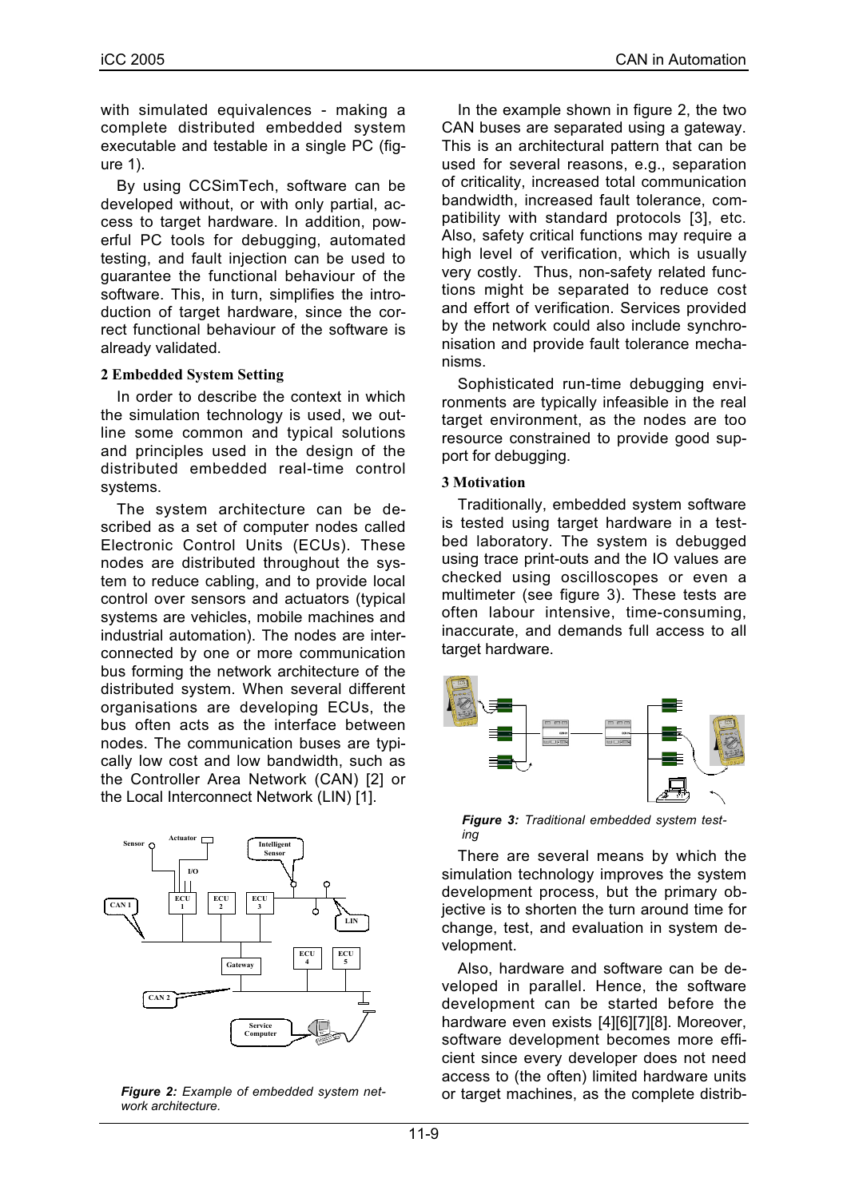with simulated equivalences - making a complete distributed embedded system executable and testable in a single PC (figure 1).

By using CCSimTech, software can be developed without, or with only partial, access to target hardware. In addition, powerful PC tools for debugging, automated testing, and fault injection can be used to guarantee the functional behaviour of the software. This, in turn, simplifies the introduction of target hardware, since the correct functional behaviour of the software is already validated.

## 2 Embedded System Setting

In order to describe the context in which the simulation technology is used, we outline some common and typical solutions and principles used in the design of the distributed embedded real-time control systems.

The system architecture can be described as a set of computer nodes called Electronic Control Units (ECUs). These nodes are distributed throughout the system to reduce cabling, and to provide local control over sensors and actuators (typical systems are vehicles, mobile machines and industrial automation). The nodes are interconnected by one or more communication bus forming the network architecture of the distributed system. When several different organisations are developing ECUs, the bus often acts as the interface between nodes. The communication buses are typically low cost and low bandwidth, such as the Controller Area Network (CAN) [2] or the Local Interconnect Network (LIN) [1].

*Figure 2: Example of embedded system network architecture.*

In the example shown in figure 2, the two CAN buses are separated using a gateway. This is an architectural pattern that can be used for several reasons, e.g., separation of criticality, increased total communication bandwidth, increased fault tolerance, compatibility with standard protocols [3], etc. Also, safety critical functions may require a high level of verification, which is usually very costly. Thus, non-safety related functions might be separated to reduce cost and effort of verification. Services provided by the network could also include synchronisation and provide fault tolerance mechanisms.

Sophisticated run-time debugging environments are typically infeasible in the real target environment, as the nodes are too resource constrained to provide good support for debugging.

## 3 Motivation

Traditionally, embedded system software is tested using target hardware in a test-bed laboratory. The system is debugged using trace print-outs and the IO values are checked using oscilloscopes or even a multimeter (see figure 3). These tests are often labour intensive, time-consuming, inaccurate, and demands full access to all target hardware.

*Figure 3: Traditional embedded system testing*

There are several means by which the simulation technology improves the system development process, but the primary objective is to shorten the turn around time for change, test, and evaluation in system development.

Also, hardware and software can be developed in parallel. Hence, the software development can be started before the hardware even exists [4][6][7][8]. Moreover, software development becomes more efficient since every developer does not need access to (the often) limited hardware units or target machines, as the complete distrib-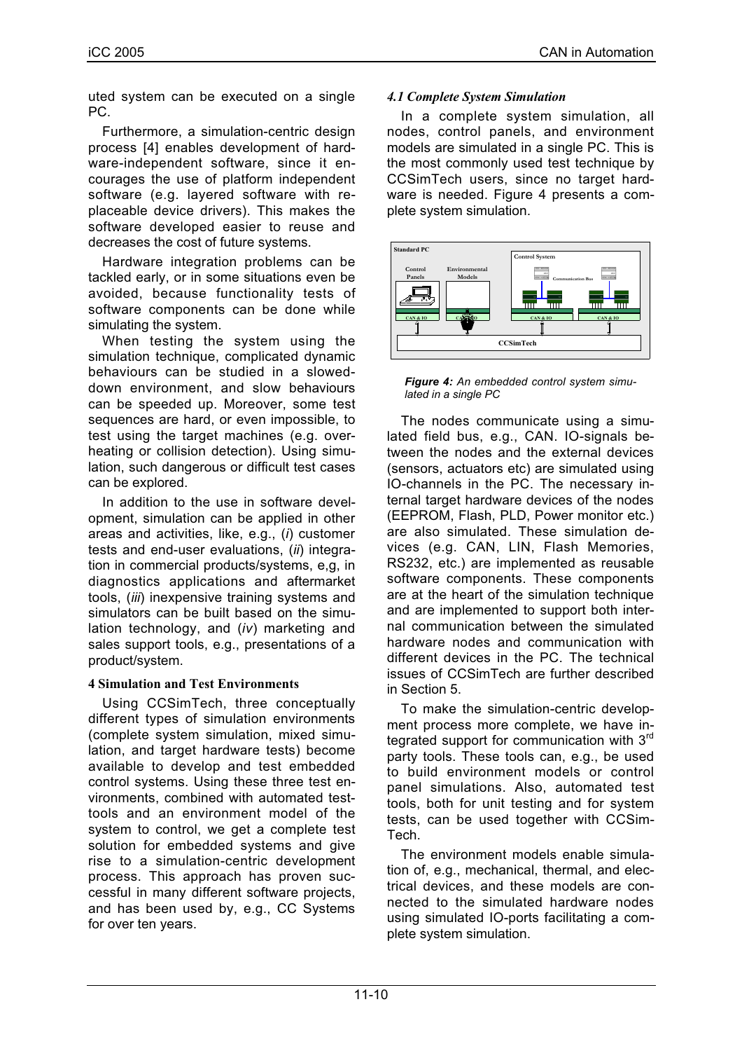uted system can be executed on a single PC.

Furthermore, a simulation-centric design process [4] enables development of hardware-independent software, since it encourages the use of platform independent software (e.g. layered software with replaceable device drivers). This makes the software developed easier to reuse and decreases the cost of future systems.

Hardware integration problems can be tackled early, or in some situations even be avoided, because functionality tests of software components can be done while simulating the system.

When testing the system using the simulation technique, complicated dynamic behaviours can be studied in a slowed-down environment, and slow behaviours can be speeded up. Moreover, some test sequences are hard, or even impossible, to test using the target machines (e.g. overheating or collision detection). Using simulation, such dangerous or difficult test cases can be explored.

In addition to the use in software development, simulation can be applied in other areas and activities, like, e.g., (*i*) customer tests and end-user evaluations, (*ii*) integration in commercial products/systems, e,g, in diagnostics applications and aftermarket tools, (*iii*) inexpensive training systems and simulators can be built based on the simulation technology, and (*iv*) marketing and sales support tools, e.g., presentations of a product/system.

## 4 Simulation and Test Environments

Using CCSimTech, three conceptually different types of simulation environments (complete system simulation, mixed simulation, and target hardware tests) become available to develop and test embedded control systems. Using these three test environments, combined with automated test-tools and an environment model of the system to control, we get a complete test solution for embedded systems and give rise to a simulation-centric development process. This approach has proven successful in many different software projects, and has been used by, e.g., CC Systems for over ten years.

### 4.1 Complete System Simulation

In a complete system simulation, all nodes, control panels, and environment models are simulated in a single PC. This is the most commonly used test technique by CCSimTech users, since no target hardware is needed. Figure 4 presents a complete system simulation.

**Figure 4:** *An embedded control system simulated in a single PC*

The nodes communicate using a simulated field bus, e.g., CAN. IO-signals between the nodes and the external devices (sensors, actuators etc) are simulated using IO-channels in the PC. The necessary internal target hardware devices of the nodes (EEPROM, Flash, PLD, Power monitor etc.) are also simulated. These simulation devices (e.g. CAN, LIN, Flash Memories, RS232, etc.) are implemented as reusable software components. These components are at the heart of the simulation technique and are implemented to support both internal communication between the simulated hardware nodes and communication with different devices in the PC. The technical issues of CCSimTech are further described in Section 5.

To make the simulation-centric development process more complete, we have integrated support for communication with 3rd party tools. These tools can, e.g., be used to build environment models or control panel simulations. Also, automated test tools, both for unit testing and for system tests, can be used together with CCSimTech.

The environment models enable simulation of, e.g., mechanical, thermal, and electrical devices, and these models are connected to the simulated hardware nodes using simulated IO-ports facilitating a complete system simulation.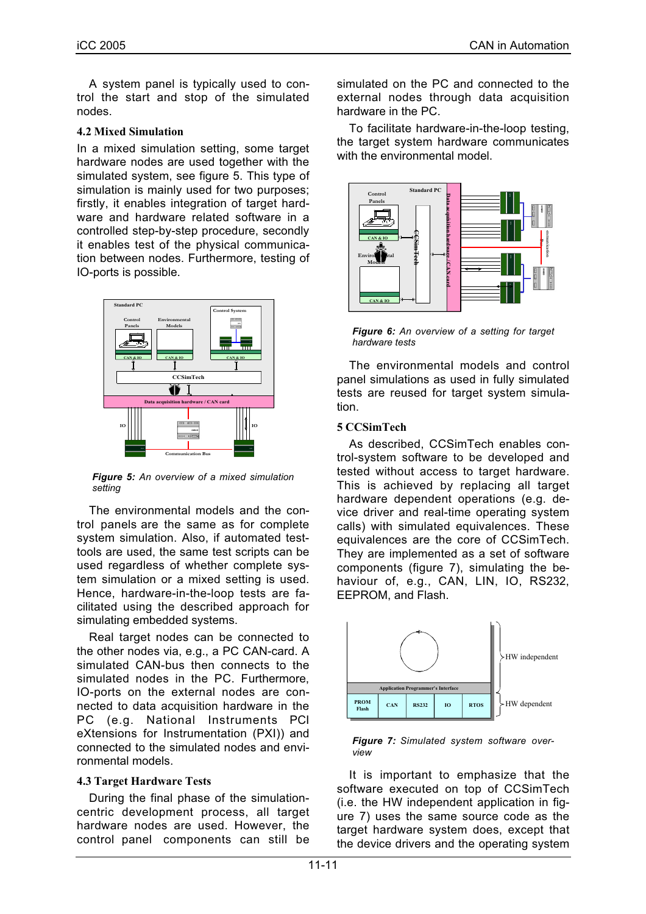A system panel is typically used to control the start and stop of the simulated nodes.

### 4.2 Mixed Simulation

In a mixed simulation setting, some target hardware nodes are used together with the simulated system, see figure 5. This type of simulation is mainly used for two purposes; firstly, it enables integration of target hardware and hardware related software in a controlled step-by-step procedure, secondly it enables test of the physical communication between nodes. Furthermore, testing of IO-ports is possible.

***Figure 5:*** *An overview of a mixed simulation setting*

The environmental models and the control panels are the same as for complete system simulation. Also, if automated test-tools are used, the same test scripts can be used regardless of whether complete system simulation or a mixed setting is used. Hence, hardware-in-the-loop tests are facilitated using the described approach for simulating embedded systems.

Real target nodes can be connected to the other nodes via, e.g., a PC CAN-card. A simulated CAN-bus then connects to the simulated nodes in the PC. Furthermore, IO-ports on the external nodes are connected to data acquisition hardware in the PC (e.g. National Instruments PCI eXtensions for Instrumentation (PXI)) and connected to the simulated nodes and environmental models.

### 4.3 Target Hardware Tests

During the final phase of the simulation-centric development process, all target hardware nodes are used. However, the control panel components can still be simulated on the PC and connected to the external nodes through data acquisition hardware in the PC.

To facilitate hardware-in-the-loop testing, the target system hardware communicates with the environmental model.

***Figure 6:*** *An overview of a setting for target hardware tests*

The environmental models and control panel simulations as used in fully simulated tests are reused for target system simulation.

## 5 CCSimTech

As described, CCSimTech enables control-system software to be developed and tested without access to target hardware. This is achieved by replacing all target hardware dependent operations (e.g. device driver and real-time operating system calls) with simulated equivalences. These equivalences are the core of CCSimTech. They are implemented as a set of software components (figure 7), simulating the behaviour of, e.g., CAN, LIN, IO, RS232, EEPROM, and Flash.

***Figure 7:*** *Simulated system software overview*

It is important to emphasize that the software executed on top of CCSimTech (i.e. the HW independent application in figure 7) uses the same source code as the target hardware system does, except that the device drivers and the operating system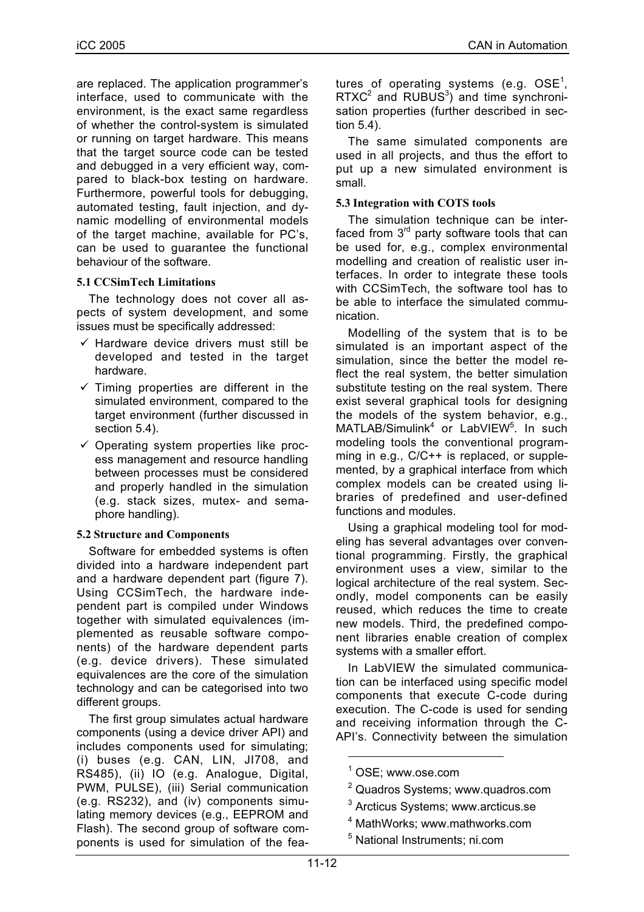are replaced. The application programmer's interface, used to communicate with the environment, is the exact same regardless of whether the control-system is simulated or running on target hardware. This means that the target source code can be tested and debugged in a very efficient way, compared to black-box testing on hardware. Furthermore, powerful tools for debugging, automated testing, fault injection, and dynamic modelling of environmental models of the target machine, available for PC's, can be used to guarantee the functional behaviour of the software.

### 5.1 CCSimTech Limitations

The technology does not cover all aspects of system development, and some issues must be specifically addressed:

- ✓ Hardware device drivers must still be developed and tested in the target hardware.
- ✓ Timing properties are different in the simulated environment, compared to the target environment (further discussed in section 5.4).
- ✓ Operating system properties like process management and resource handling between processes must be considered and properly handled in the simulation (e.g. stack sizes, mutex- and semaphore handling).

### 5.2 Structure and Components

Software for embedded systems is often divided into a hardware independent part and a hardware dependent part (figure 7). Using CCSimTech, the hardware independent part is compiled under Windows together with simulated equivalences (implemented as reusable software components) of the hardware dependent parts (e.g. device drivers). These simulated equivalences are the core of the simulation technology and can be categorised into two different groups.

The first group simulates actual hardware components (using a device driver API) and includes components used for simulating; (i) buses (e.g. CAN, LIN, JI708, and RS485), (ii) IO (e.g. Analogue, Digital, PWM, PULSE), (iii) Serial communication (e.g. RS232), and (iv) components simulating memory devices (e.g., EEPROM and Flash). The second group of software components is used for simulation of the features of operating systems (e.g. OSE[1], RTXC[2] and RUBUS[3]) and time synchronisation properties (further described in section 5.4).

The same simulated components are used in all projects, and thus the effort to put up a new simulated environment is small.

### 5.3 Integration with COTS tools

The simulation technique can be interfaced from 3rd party software tools that can be used for, e.g., complex environmental modelling and creation of realistic user interfaces. In order to integrate these tools with CCSimTech, the software tool has to be able to interface the simulated communication.

Modelling of the system that is to be simulated is an important aspect of the simulation, since the better the model reflect the real system, the better simulation substitute testing on the real system. There exist several graphical tools for designing the models of the system behavior, e.g., MATLAB/Simulink[4] or LabVIEW[5]. In such modeling tools the conventional programming in e.g., C/C++ is replaced, or supplemented, by a graphical interface from which complex models can be created using libraries of predefined and user-defined functions and modules.

Using a graphical modeling tool for modeling has several advantages over conventional programming. Firstly, the graphical environment uses a view, similar to the logical architecture of the real system. Secondly, model components can be easily reused, which reduces the time to create new models. Third, the predefined component libraries enable creation of complex systems with a smaller effort.

In LabVIEW the simulated communication can be interfaced using specific model components that execute C-code during execution. The C-code is used for sending and receiving information through the C-API's. Connectivity between the simulation

---

[1] OSE; www.ose.com

[2] Quadros Systems; www.quadros.com

[3] Arcticus Systems; www.arcticus.se

[4] MathWorks; www.mathworks.com

[5] National Instruments; ni.com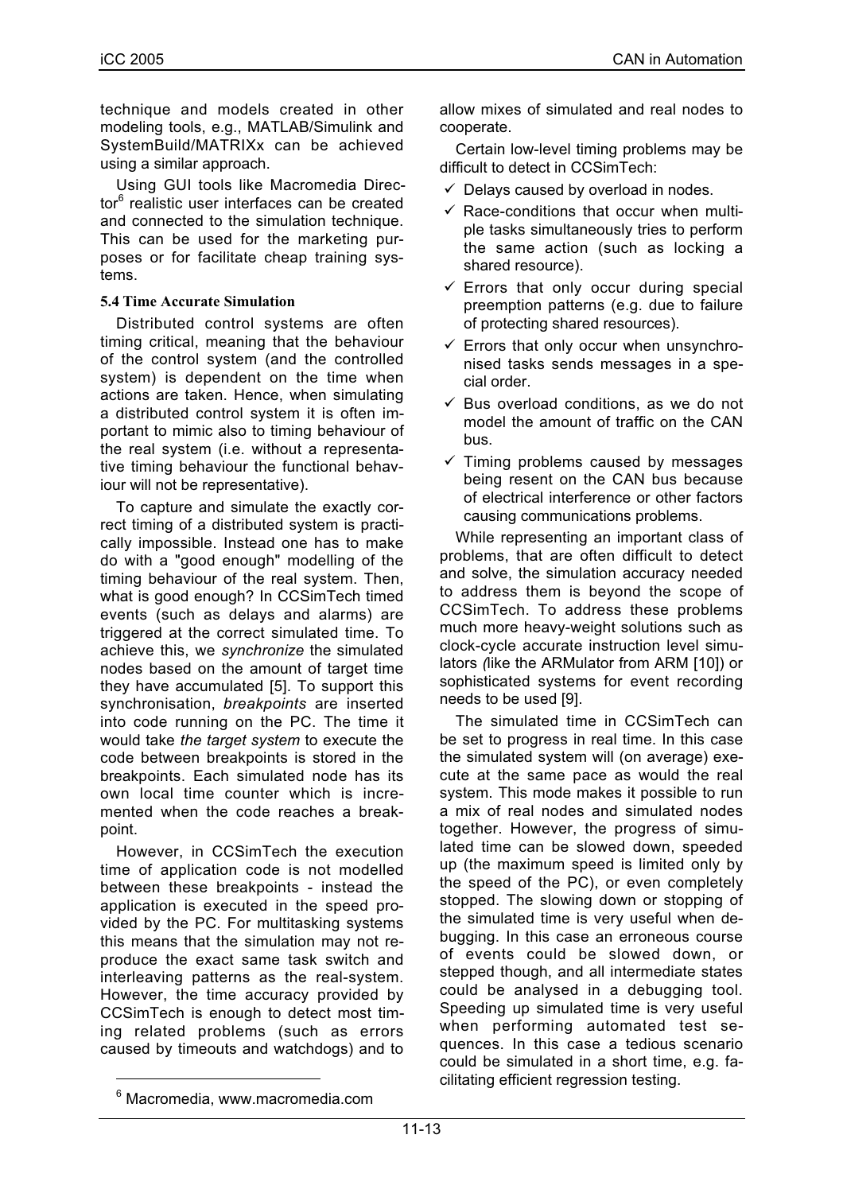technique and models created in other modeling tools, e.g., MATLAB/Simulink and SystemBuild/MATRIXx can be achieved using a similar approach.

Using GUI tools like Macromedia Director[6] realistic user interfaces can be created and connected to the simulation technique. This can be used for the marketing purposes or for facilitate cheap training systems.

### 5.4 Time Accurate Simulation

Distributed control systems are often timing critical, meaning that the behaviour of the control system (and the controlled system) is dependent on the time when actions are taken. Hence, when simulating a distributed control system it is often important to mimic also to timing behaviour of the real system (i.e. without a representative timing behaviour the functional behaviour will not be representative).

To capture and simulate the exactly correct timing of a distributed system is practically impossible. Instead one has to make do with a "good enough" modelling of the timing behaviour of the real system. Then, what is good enough? In CCSimTech timed events (such as delays and alarms) are triggered at the correct simulated time. To achieve this, we *synchronize* the simulated nodes based on the amount of target time they have accumulated [5]. To support this synchronisation, *breakpoints* are inserted into code running on the PC. The time it would take *the target system* to execute the code between breakpoints is stored in the breakpoints. Each simulated node has its own local time counter which is incremented when the code reaches a breakpoint.

However, in CCSimTech the execution time of application code is not modelled between these breakpoints - instead the application is executed in the speed provided by the PC. For multitasking systems this means that the simulation may not reproduce the exact same task switch and interleaving patterns as the real-system. However, the time accuracy provided by CCSimTech is enough to detect most timing related problems (such as errors caused by timeouts and watchdogs) and to allow mixes of simulated and real nodes to cooperate.

Certain low-level timing problems may be difficult to detect in CCSimTech:

- ✓ Delays caused by overload in nodes.
- ✓ Race-conditions that occur when multiple tasks simultaneously tries to perform the same action (such as locking a shared resource).
- ✓ Errors that only occur during special preemption patterns (e.g. due to failure of protecting shared resources).
- ✓ Errors that only occur when unsynchronised tasks sends messages in a special order.
- ✓ Bus overload conditions, as we do not model the amount of traffic on the CAN bus.
- ✓ Timing problems caused by messages being resent on the CAN bus because of electrical interference or other factors causing communications problems.

While representing an important class of problems, that are often difficult to detect and solve, the simulation accuracy needed to address them is beyond the scope of CCSimTech. To address these problems much more heavy-weight solutions such as clock-cycle accurate instruction level simulators (like the ARMulator from ARM [10]) or sophisticated systems for event recording needs to be used [9].

The simulated time in CCSimTech can be set to progress in real time. In this case the simulated system will (on average) execute at the same pace as would the real system. This mode makes it possible to run a mix of real nodes and simulated nodes together. However, the progress of simulated time can be slowed down, speeded up (the maximum speed is limited only by the speed of the PC), or even completely stopped. The slowing down or stopping of the simulated time is very useful when debugging. In this case an erroneous course of events could be slowed down, or stepped though, and all intermediate states could be analysed in a debugging tool. Speeding up simulated time is very useful when performing automated test sequences. In this case a tedious scenario could be simulated in a short time, e.g. facilitating efficient regression testing.

[6] Macromedia, www.macromedia.com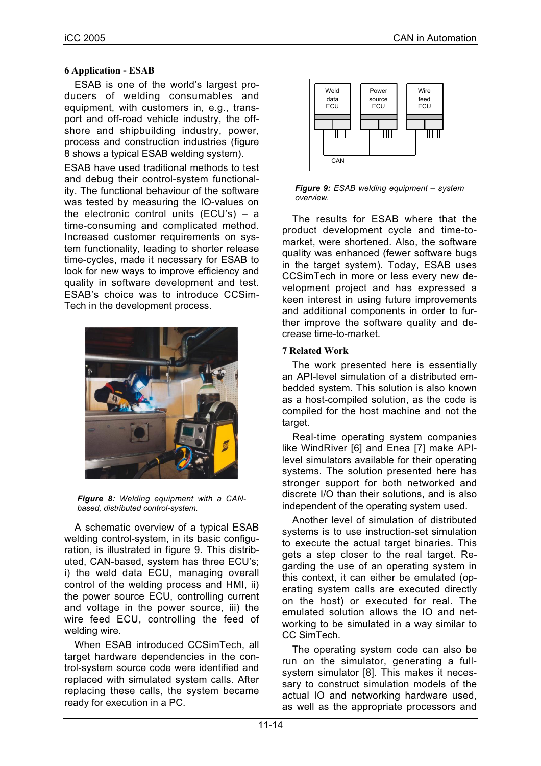## 6 Application - ESAB

ESAB is one of the world's largest producers of welding consumables and equipment, with customers in, e.g., transport and off-road vehicle industry, the off-shore and shipbuilding industry, power, process and construction industries (figure 8 shows a typical ESAB welding system).

ESAB have used traditional methods to test and debug their control-system functionality. The functional behaviour of the software was tested by measuring the IO-values on the electronic control units (ECU's) – a time-consuming and complicated method. Increased customer requirements on system functionality, leading to shorter release time-cycles, made it necessary for ESAB to look for new ways to improve efficiency and quality in software development and test. ESAB's choice was to introduce CCSimTech in the development process.

***Figure 8:*** *Welding equipment with a CAN-based, distributed control-system.*

A schematic overview of a typical ESAB welding control-system, in its basic configuration, is illustrated in figure 9. This distributed, CAN-based, system has three ECU's; i) the weld data ECU, managing overall control of the welding process and HMI, ii) the power source ECU, controlling current and voltage in the power source, iii) the wire feed ECU, controlling the feed of welding wire.

When ESAB introduced CCSimTech, all target hardware dependencies in the control-system source code were identified and replaced with simulated system calls. After replacing these calls, the system became ready for execution in a PC.

Weld data ECU | Power source ECU | Wire feed ECU | CAN

***Figure 9:*** *ESAB welding equipment – system overview.*

The results for ESAB where that the product development cycle and time-to-market, were shortened. Also, the software quality was enhanced (fewer software bugs in the target system). Today, ESAB uses CCSimTech in more or less every new development project and has expressed a keen interest in using future improvements and additional components in order to further improve the software quality and decrease time-to-market.

## 7 Related Work

The work presented here is essentially an API-level simulation of a distributed embedded system. This solution is also known as a host-compiled solution, as the code is compiled for the host machine and not the target.

Real-time operating system companies like WindRiver [6] and Enea [7] make API-level simulators available for their operating systems. The solution presented here has stronger support for both networked and discrete I/O than their solutions, and is also independent of the operating system used.

Another level of simulation of distributed systems is to use instruction-set simulation to execute the actual target binaries. This gets a step closer to the real target. Regarding the use of an operating system in this context, it can either be emulated (operating system calls are executed directly on the host) or executed for real. The emulated solution allows the IO and networking to be simulated in a way similar to CC SimTech.

The operating system code can also be run on the simulator, generating a full-system simulator [8]. This makes it necessary to construct simulation models of the actual IO and networking hardware used, as well as the appropriate processors and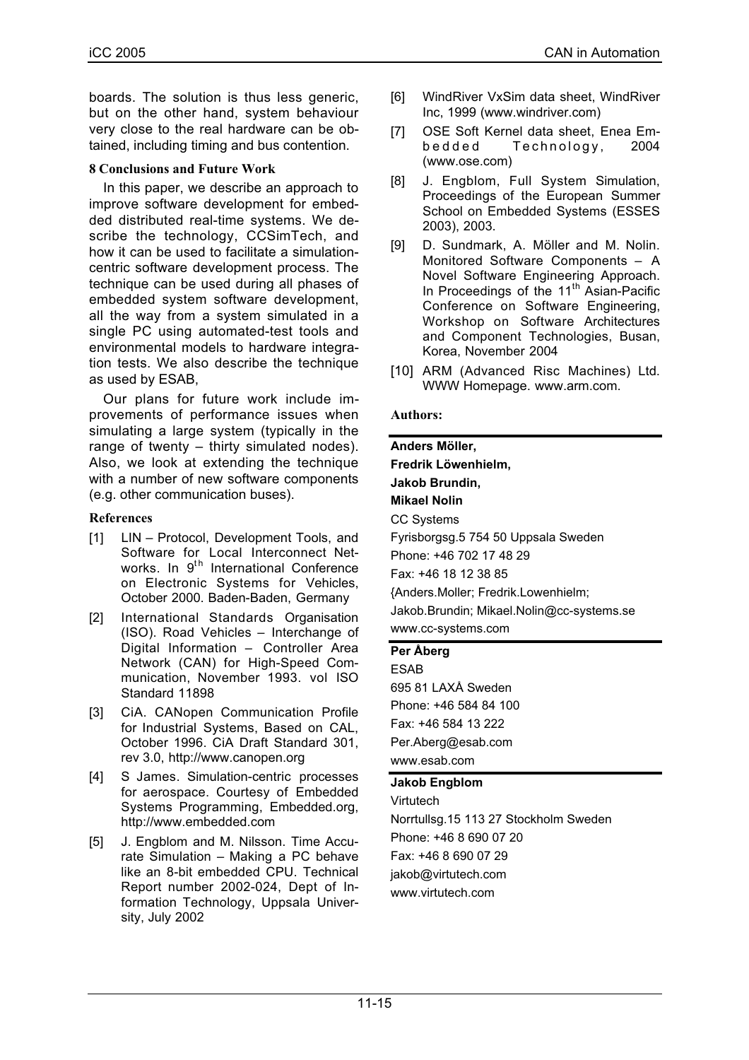boards. The solution is thus less generic, but on the other hand, system behaviour very close to the real hardware can be obtained, including timing and bus contention.

## 8 Conclusions and Future Work

In this paper, we describe an approach to improve software development for embedded distributed real-time systems. We describe the technology, CCSimTech, and how it can be used to facilitate a simulation-centric software development process. The technique can be used during all phases of embedded system software development, all the way from a system simulated in a single PC using automated-test tools and environmental models to hardware integration tests. We also describe the technique as used by ESAB,

Our plans for future work include improvements of performance issues when simulating a large system (typically in the range of twenty – thirty simulated nodes). Also, we look at extending the technique with a number of new software components (e.g. other communication buses).

## References

[1] LIN – Protocol, Development Tools, and Software for Local Interconnect Networks. In 9th International Conference on Electronic Systems for Vehicles, October 2000. Baden-Baden, Germany

[2] International Standards Organisation (ISO). Road Vehicles – Interchange of Digital Information – Controller Area Network (CAN) for High-Speed Communication, November 1993. vol ISO Standard 11898

[3] CiA. CANopen Communication Profile for Industrial Systems, Based on CAL, October 1996. CiA Draft Standard 301, rev 3.0, http://www.canopen.org

[4] S James. Simulation-centric processes for aerospace. Courtesy of Embedded Systems Programming, Embedded.org, http://www.embedded.com

[5] J. Engblom and M. Nilsson. Time Accurate Simulation – Making a PC behave like an 8-bit embedded CPU. Technical Report number 2002-024, Dept of Information Technology, Uppsala University, July 2002

[6] WindRiver VxSim data sheet, WindRiver Inc, 1999 (www.windriver.com)

[7] OSE Soft Kernel data sheet, Enea Embedded Technology, 2004 (www.ose.com)

[8] J. Engblom, Full System Simulation, Proceedings of the European Summer School on Embedded Systems (ESSES 2003), 2003.

[9] D. Sundmark, A. Möller and M. Nolin. Monitored Software Components – A Novel Software Engineering Approach. In Proceedings of the 11th Asian-Pacific Conference on Software Engineering, Workshop on Software Architectures and Component Technologies, Busan, Korea, November 2004

[10] ARM (Advanced Risc Machines) Ltd. WWW Homepage. www.arm.com.

## Authors:

**Anders Möller,**
**Fredrik Löwenhielm,**
**Jakob Brundin,**
**Mikael Nolin**
CC Systems
Fyrisborgsg.5 754 50 Uppsala Sweden
Phone: +46 702 17 48 29
Fax: +46 18 12 38 85
{Anders.Moller; Fredrik.Lowenhielm;
Jakob.Brundin; Mikael.Nolin@cc-systems.se
www.cc-systems.com

**Per Åberg**
ESAB
695 81 LAXÅ Sweden
Phone: +46 584 84 100
Fax: +46 584 13 222
Per.Aberg@esab.com
www.esab.com

**Jakob Engblom**
Virtutech
Norrtullsg.15 113 27 Stockholm Sweden
Phone: +46 8 690 07 20
Fax: +46 8 690 07 29
jakob@virtutech.com
www.virtutech.com